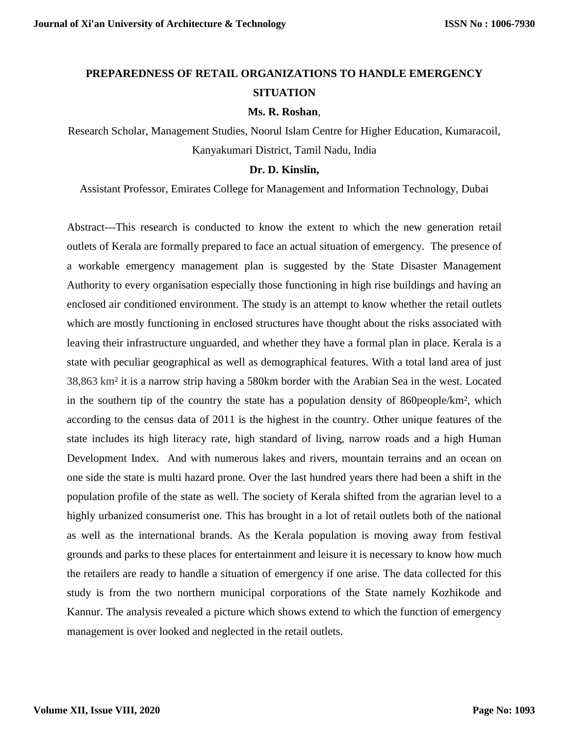# PREPAREDNESS OF RETAIL ORGANIZATIONS TO HANDLE EMERGENCY SITUATION

**Ms. R. Roshan**,

Research Scholar, Management Studies, Noorul Islam Centre for Higher Education, Kumaracoil, Kanyakumari District, Tamil Nadu, India

**Dr. D. Kinslin,**

Assistant Professor, Emirates College for Management and Information Technology, Dubai

Abstract---This research is conducted to know the extent to which the new generation retail outlets of Kerala are formally prepared to face an actual situation of emergency. The presence of a workable emergency management plan is suggested by the State Disaster Management Authority to every organisation especially those functioning in high rise buildings and having an enclosed air conditioned environment. The study is an attempt to know whether the retail outlets which are mostly functioning in enclosed structures have thought about the risks associated with leaving their infrastructure unguarded, and whether they have a formal plan in place. Kerala is a state with peculiar geographical as well as demographical features. With a total land area of just 38,863 $km^2$ it is a narrow strip having a 580km border with the Arabian Sea in the west. Located in the southern tip of the country the state has a population density of 860people/$km^2$, which according to the census data of 2011 is the highest in the country. Other unique features of the state includes its high literacy rate, high standard of living, narrow roads and a high Human Development Index. And with numerous lakes and rivers, mountain terrains and an ocean on one side the state is multi hazard prone. Over the last hundred years there had been a shift in the population profile of the state as well. The society of Kerala shifted from the agrarian level to a highly urbanized consumerist one. This has brought in a lot of retail outlets both of the national as well as the international brands. As the Kerala population is moving away from festival grounds and parks to these places for entertainment and leisure it is necessary to know how much the retailers are ready to handle a situation of emergency if one arise. The data collected for this study is from the two northern municipal corporations of the State namely Kozhikode and Kannur. The analysis revealed a picture which shows extend to which the function of emergency management is over looked and neglected in the retail outlets.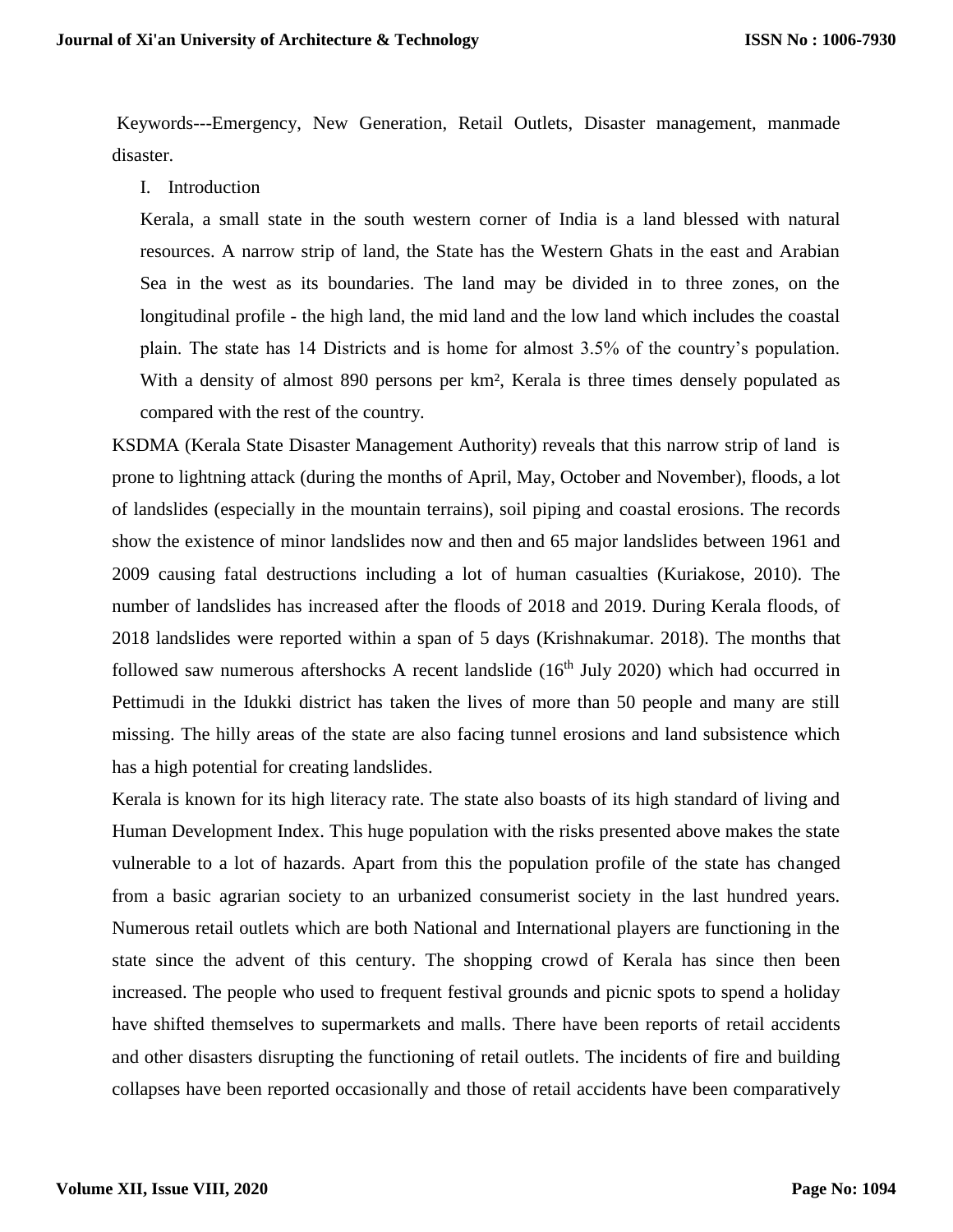Keywords---Emergency, New Generation, Retail Outlets, Disaster management, manmade disaster.

## I. Introduction

Kerala, a small state in the south western corner of India is a land blessed with natural resources. A narrow strip of land, the State has the Western Ghats in the east and Arabian Sea in the west as its boundaries. The land may be divided in to three zones, on the longitudinal profile - the high land, the mid land and the low land which includes the coastal plain. The state has 14 Districts and is home for almost 3.5% of the country's population. With a density of almost 890 persons per km², Kerala is three times densely populated as compared with the rest of the country.

KSDMA (Kerala State Disaster Management Authority) reveals that this narrow strip of land is prone to lightning attack (during the months of April, May, October and November), floods, a lot of landslides (especially in the mountain terrains), soil piping and coastal erosions. The records show the existence of minor landslides now and then and 65 major landslides between 1961 and 2009 causing fatal destructions including a lot of human casualties (Kuriakose, 2010). The number of landslides has increased after the floods of 2018 and 2019. During Kerala floods, of 2018 landslides were reported within a span of 5 days (Krishnakumar. 2018). The months that followed saw numerous aftershocks A recent landslide (16th July 2020) which had occurred in Pettimudi in the Idukki district has taken the lives of more than 50 people and many are still missing. The hilly areas of the state are also facing tunnel erosions and land subsistence which has a high potential for creating landslides.

Kerala is known for its high literacy rate. The state also boasts of its high standard of living and Human Development Index. This huge population with the risks presented above makes the state vulnerable to a lot of hazards. Apart from this the population profile of the state has changed from a basic agrarian society to an urbanized consumerist society in the last hundred years. Numerous retail outlets which are both National and International players are functioning in the state since the advent of this century. The shopping crowd of Kerala has since then been increased. The people who used to frequent festival grounds and picnic spots to spend a holiday have shifted themselves to supermarkets and malls. There have been reports of retail accidents and other disasters disrupting the functioning of retail outlets. The incidents of fire and building collapses have been reported occasionally and those of retail accidents have been comparatively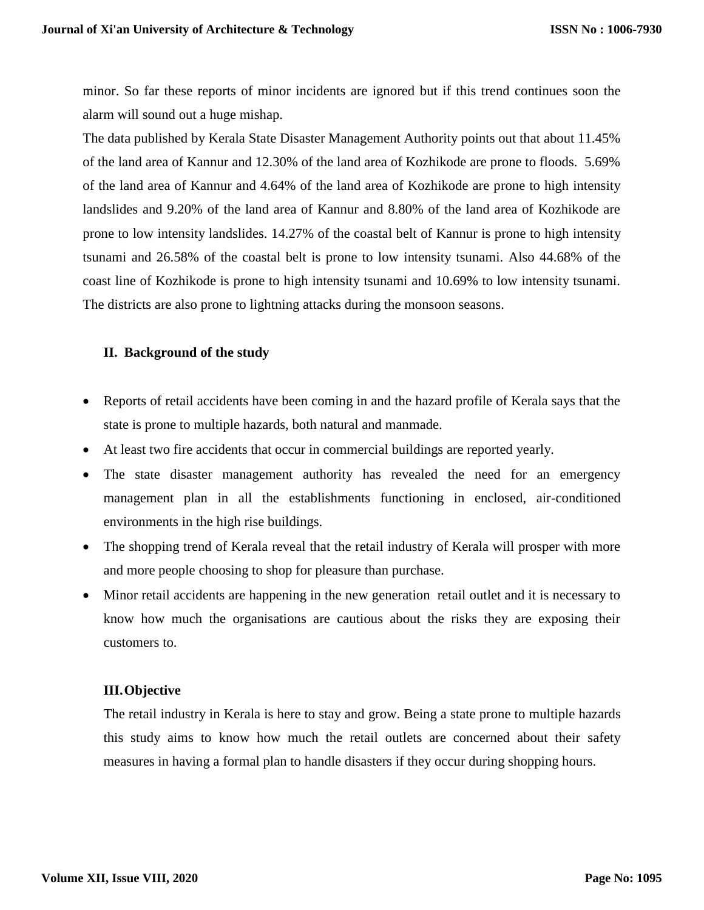minor. So far these reports of minor incidents are ignored but if this trend continues soon the alarm will sound out a huge mishap.

The data published by Kerala State Disaster Management Authority points out that about 11.45% of the land area of Kannur and 12.30% of the land area of Kozhikode are prone to floods. 5.69% of the land area of Kannur and 4.64% of the land area of Kozhikode are prone to high intensity landslides and 9.20% of the land area of Kannur and 8.80% of the land area of Kozhikode are prone to low intensity landslides. 14.27% of the coastal belt of Kannur is prone to high intensity tsunami and 26.58% of the coastal belt is prone to low intensity tsunami. Also 44.68% of the coast line of Kozhikode is prone to high intensity tsunami and 10.69% to low intensity tsunami. The districts are also prone to lightning attacks during the monsoon seasons.

## II. Background of the study

- Reports of retail accidents have been coming in and the hazard profile of Kerala says that the state is prone to multiple hazards, both natural and manmade.
- At least two fire accidents that occur in commercial buildings are reported yearly.
- The state disaster management authority has revealed the need for an emergency management plan in all the establishments functioning in enclosed, air-conditioned environments in the high rise buildings.
- The shopping trend of Kerala reveal that the retail industry of Kerala will prosper with more and more people choosing to shop for pleasure than purchase.
- Minor retail accidents are happening in the new generation retail outlet and it is necessary to know how much the organisations are cautious about the risks they are exposing their customers to.

## III. Objective

The retail industry in Kerala is here to stay and grow. Being a state prone to multiple hazards this study aims to know how much the retail outlets are concerned about their safety measures in having a formal plan to handle disasters if they occur during shopping hours.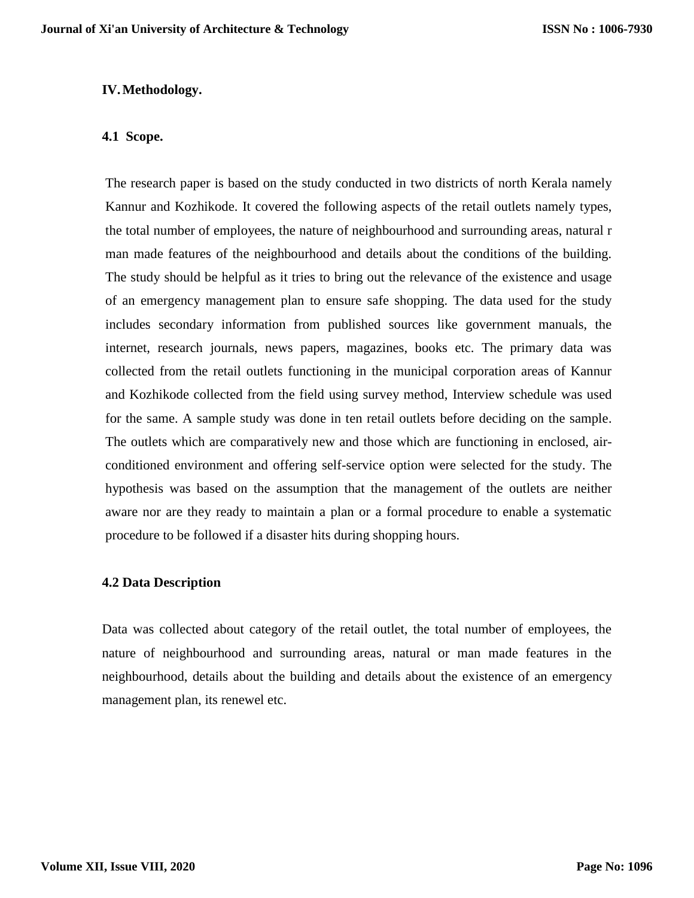## IV. Methodology.

### 4.1 Scope.

The research paper is based on the study conducted in two districts of north Kerala namely Kannur and Kozhikode. It covered the following aspects of the retail outlets namely types, the total number of employees, the nature of neighbourhood and surrounding areas, natural r man made features of the neighbourhood and details about the conditions of the building. The study should be helpful as it tries to bring out the relevance of the existence and usage of an emergency management plan to ensure safe shopping. The data used for the study includes secondary information from published sources like government manuals, the internet, research journals, news papers, magazines, books etc. The primary data was collected from the retail outlets functioning in the municipal corporation areas of Kannur and Kozhikode collected from the field using survey method, Interview schedule was used for the same. A sample study was done in ten retail outlets before deciding on the sample. The outlets which are comparatively new and those which are functioning in enclosed, air-conditioned environment and offering self-service option were selected for the study. The hypothesis was based on the assumption that the management of the outlets are neither aware nor are they ready to maintain a plan or a formal procedure to enable a systematic procedure to be followed if a disaster hits during shopping hours.

### 4.2 Data Description

Data was collected about category of the retail outlet, the total number of employees, the nature of neighbourhood and surrounding areas, natural or man made features in the neighbourhood, details about the building and details about the existence of an emergency management plan, its renewel etc.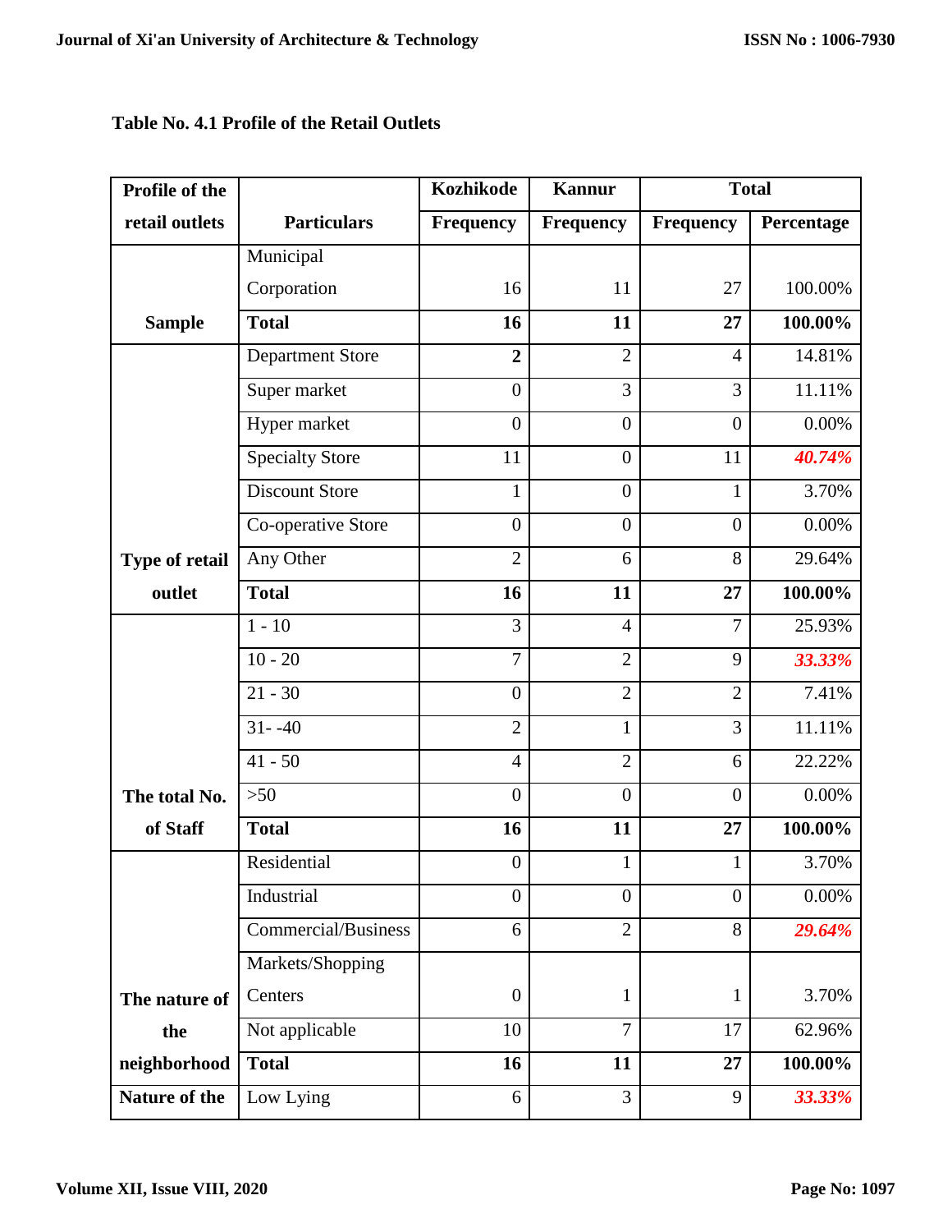**Table No. 4.1 Profile of the Retail Outlets**

| Profile of the retail outlets | Particulars | Kozhikode | Kannur | Total | |
|---|---|---|---|---|---|
| | | Frequency | Frequency | Frequency | Percentage |
| Sample | Municipal Corporation | 16 | 11 | 27 | 100.00% |
| | **Total** | **16** | **11** | **27** | **100.00%** |
| Type of retail outlet | Department Store | **2** | 2 | 4 | 14.81% |
| | Super market | 0 | 3 | 3 | 11.11% |
| | Hyper market | 0 | 0 | 0 | 0.00% |
| | Specialty Store | 11 | 0 | 11 | ***40.74%*** |
| | Discount Store | 1 | 0 | 1 | 3.70% |
| | Co-operative Store | 0 | 0 | 0 | 0.00% |
| | Any Other | 2 | 6 | 8 | 29.64% |
| | **Total** | **16** | **11** | **27** | **100.00%** |
| The total No. of Staff | 1 - 10 | 3 | 4 | 7 | 25.93% |
| | 10 - 20 | 7 | 2 | 9 | ***33.33%*** |
| | 21 - 30 | 0 | 2 | 2 | 7.41% |
| | 31- -40 | 2 | 1 | 3 | 11.11% |
| | 41 - 50 | 4 | 2 | 6 | 22.22% |
| | >50 | 0 | 0 | 0 | 0.00% |
| | **Total** | **16** | **11** | **27** | **100.00%** |
| The nature of the neighborhood | Residential | 0 | 1 | 1 | 3.70% |
| | Industrial | 0 | 0 | 0 | 0.00% |
| | Commercial/Business | 6 | 2 | 8 | ***29.64%*** |
| | Markets/Shopping Centers | 0 | 1 | 1 | 3.70% |
| | Not applicable | 10 | 7 | 17 | 62.96% |
| | **Total** | **16** | **11** | **27** | **100.00%** |
| Nature of the | Low Lying | 6 | 3 | 9 | ***33.33%*** |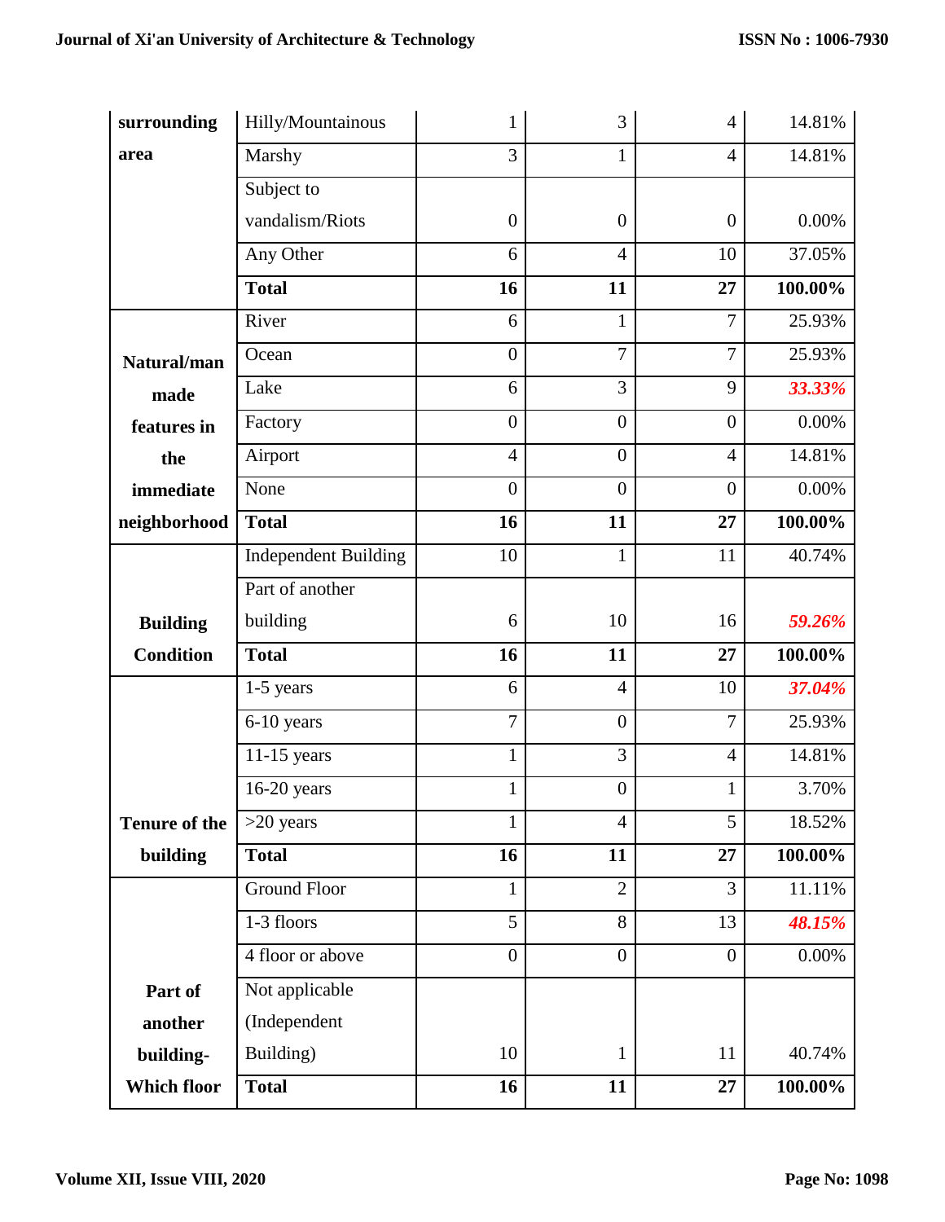| | | | | | |
|---|---|---|---|---|---|
| surrounding area | Hilly/Mountainous | 1 | 3 | 4 | 14.81% |
| | Marshy | 3 | 1 | 4 | 14.81% |
| | Subject to vandalism/Riots | 0 | 0 | 0 | 0.00% |
| | Any Other | 6 | 4 | 10 | 37.05% |
| | **Total** | **16** | **11** | **27** | **100.00%** |
| **Natural/man made features in the immediate neighborhood** | River | 6 | 1 | 7 | 25.93% |
| | Ocean | 0 | 7 | 7 | 25.93% |
| | Lake | 6 | 3 | 9 | ***33.33%*** |
| | Factory | 0 | 0 | 0 | 0.00% |
| | Airport | 4 | 0 | 4 | 14.81% |
| | None | 0 | 0 | 0 | 0.00% |
| | **Total** | **16** | **11** | **27** | **100.00%** |
| **Building Condition** | Independent Building | 10 | 1 | 11 | 40.74% |
| | Part of another building | 6 | 10 | 16 | ***59.26%*** |
| | **Total** | **16** | **11** | **27** | **100.00%** |
| **Tenure of the building** | 1-5 years | 6 | 4 | 10 | ***37.04%*** |
| | 6-10 years | 7 | 0 | 7 | 25.93% |
| | 11-15 years | 1 | 3 | 4 | 14.81% |
| | 16-20 years | 1 | 0 | 1 | 3.70% |
| | >20 years | 1 | 4 | 5 | 18.52% |
| | **Total** | **16** | **11** | **27** | **100.00%** |
| **Part of another building- Which floor** | Ground Floor | 1 | 2 | 3 | 11.11% |
| | 1-3 floors | 5 | 8 | 13 | ***48.15%*** |
| | 4 floor or above | 0 | 0 | 0 | 0.00% |
| | Not applicable (Independent Building) | 10 | 1 | 11 | 40.74% |
| | **Total** | **16** | **11** | **27** | **100.00%** |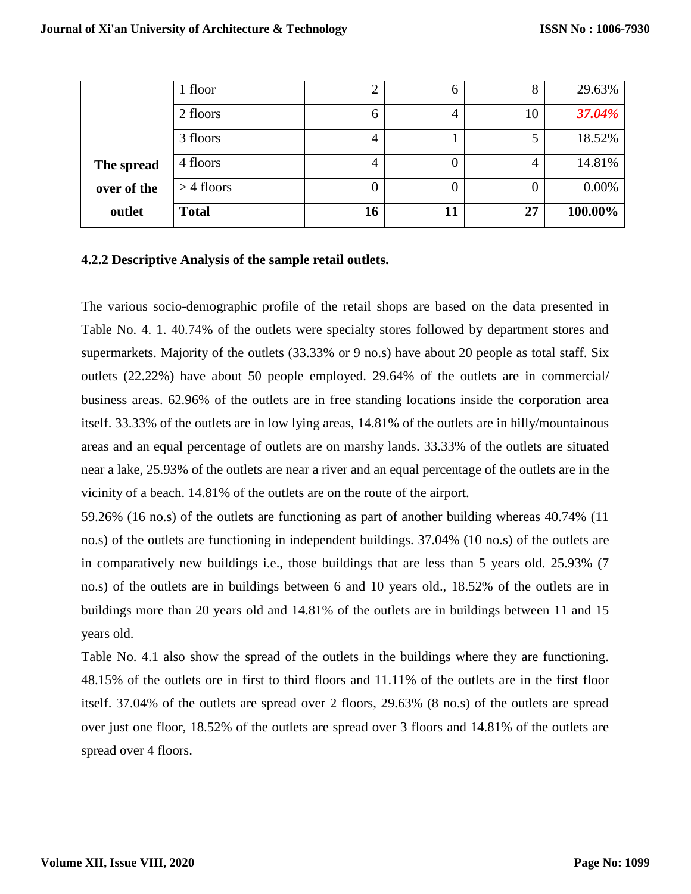| | | | | | |
|---|---|---|---|---|---|
| **The spread over of the outlet** | 1 floor | 2 | 6 | 8 | 29.63% |
| | 2 floors | 6 | 4 | 10 | ***37.04%*** |
| | 3 floors | 4 | 1 | 5 | 18.52% |
| | 4 floors | 4 | 0 | 4 | 14.81% |
| | > 4 floors | 0 | 0 | 0 | 0.00% |
| | **Total** | **16** | **11** | **27** | **100.00%** |

#### 4.2.2 Descriptive Analysis of the sample retail outlets.

The various socio-demographic profile of the retail shops are based on the data presented in Table No. 4. 1. 40.74% of the outlets were specialty stores followed by department stores and supermarkets. Majority of the outlets (33.33% or 9 no.s) have about 20 people as total staff. Six outlets (22.22%) have about 50 people employed. 29.64% of the outlets are in commercial/ business areas. 62.96% of the outlets are in free standing locations inside the corporation area itself. 33.33% of the outlets are in low lying areas, 14.81% of the outlets are in hilly/mountainous areas and an equal percentage of outlets are on marshy lands. 33.33% of the outlets are situated near a lake, 25.93% of the outlets are near a river and an equal percentage of the outlets are in the vicinity of a beach. 14.81% of the outlets are on the route of the airport.

59.26% (16 no.s) of the outlets are functioning as part of another building whereas 40.74% (11 no.s) of the outlets are functioning in independent buildings. 37.04% (10 no.s) of the outlets are in comparatively new buildings i.e., those buildings that are less than 5 years old. 25.93% (7 no.s) of the outlets are in buildings between 6 and 10 years old., 18.52% of the outlets are in buildings more than 20 years old and 14.81% of the outlets are in buildings between 11 and 15 years old.

Table No. 4.1 also show the spread of the outlets in the buildings where they are functioning. 48.15% of the outlets ore in first to third floors and 11.11% of the outlets are in the first floor itself. 37.04% of the outlets are spread over 2 floors, 29.63% (8 no.s) of the outlets are spread over just one floor, 18.52% of the outlets are spread over 3 floors and 14.81% of the outlets are spread over 4 floors.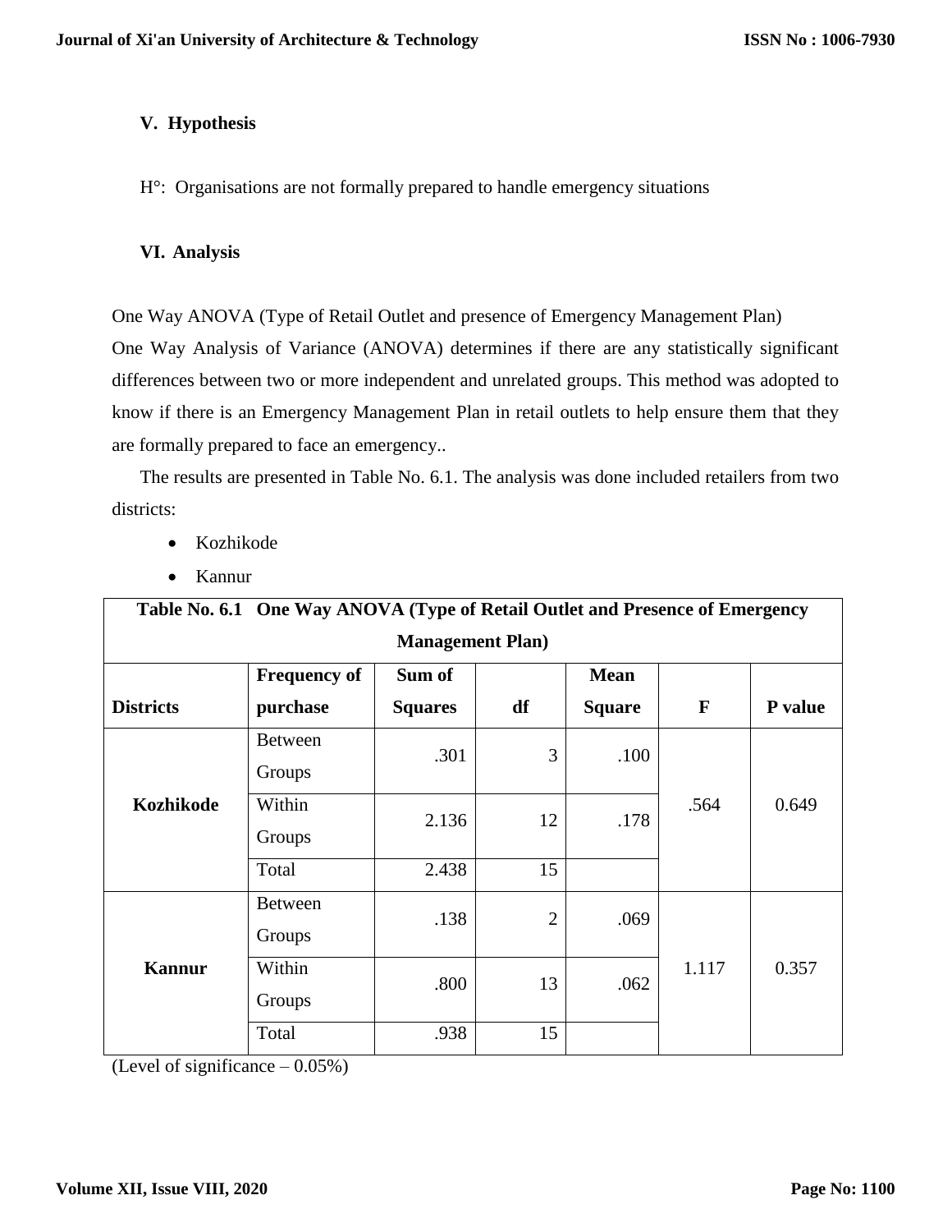## V. Hypothesis

H°: Organisations are not formally prepared to handle emergency situations

## VI. Analysis

One Way ANOVA (Type of Retail Outlet and presence of Emergency Management Plan)
One Way Analysis of Variance (ANOVA) determines if there are any statistically significant differences between two or more independent and unrelated groups. This method was adopted to know if there is an Emergency Management Plan in retail outlets to help ensure them that they are formally prepared to face an emergency..

The results are presented in Table No. 6.1. The analysis was done included retailers from two districts:

- Kozhikode
- Kannur

**Table No. 6.1 One Way ANOVA (Type of Retail Outlet and Presence of Emergency Management Plan)**

| Districts | Frequency of purchase | Sum of Squares | df | Mean Square | F | P value |
|---|---|---|---|---|---|---|
| **Kozhikode** | Between Groups | .301 | 3 | .100 | .564 | 0.649 |
| | Within Groups | 2.136 | 12 | .178 | | |
| | Total | 2.438 | 15 | | | |
| **Kannur** | Between Groups | .138 | 2 | .069 | 1.117 | 0.357 |
| | Within Groups | .800 | 13 | .062 | | |
| | Total | .938 | 15 | | | |

(Level of significance – 0.05%)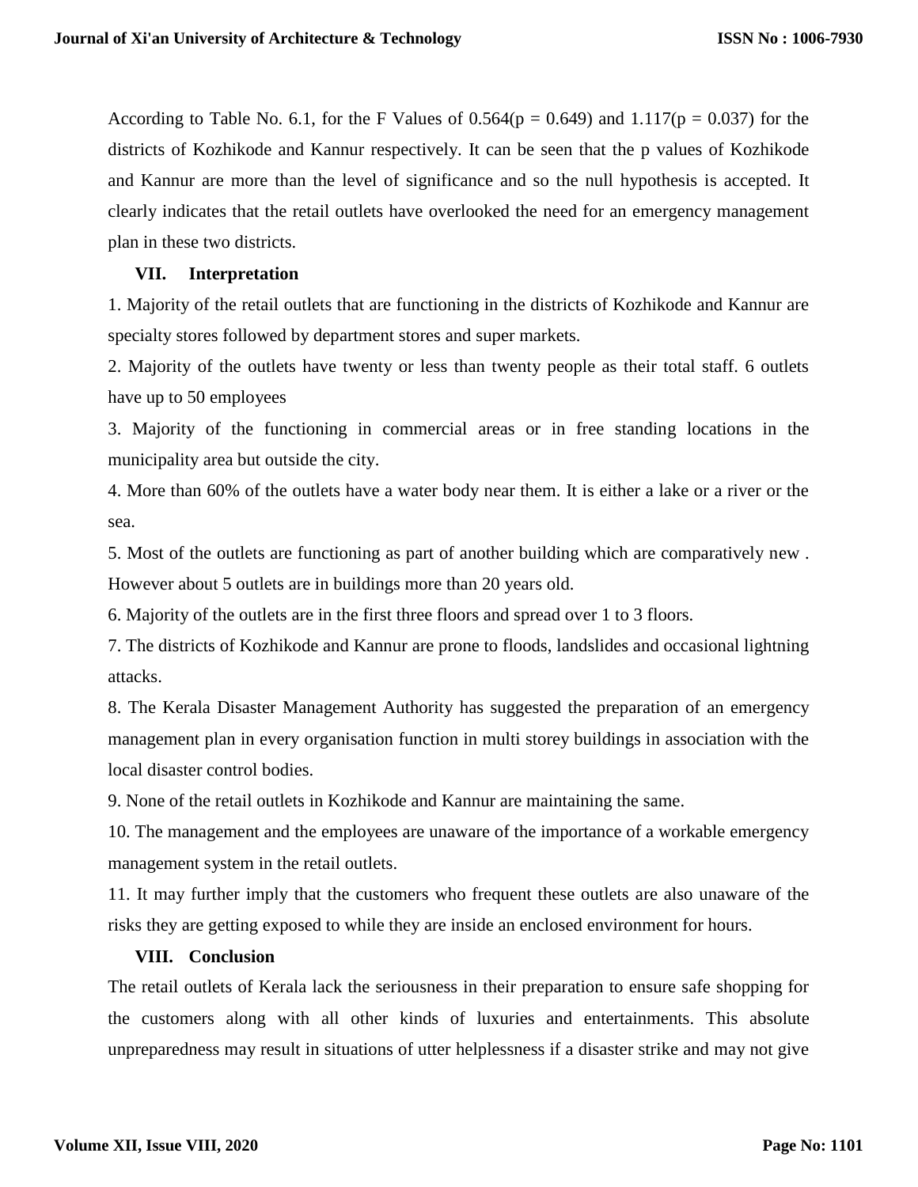According to Table No. 6.1, for the F Values of 0.564($p$ = 0.649) and 1.117($p$ = 0.037) for the districts of Kozhikode and Kannur respectively. It can be seen that the p values of Kozhikode and Kannur are more than the level of significance and so the null hypothesis is accepted. It clearly indicates that the retail outlets have overlooked the need for an emergency management plan in these two districts.

## VII. Interpretation

1. Majority of the retail outlets that are functioning in the districts of Kozhikode and Kannur are specialty stores followed by department stores and super markets.

2. Majority of the outlets have twenty or less than twenty people as their total staff. 6 outlets have up to 50 employees

3. Majority of the functioning in commercial areas or in free standing locations in the municipality area but outside the city.

4. More than 60% of the outlets have a water body near them. It is either a lake or a river or the sea.

5. Most of the outlets are functioning as part of another building which are comparatively new . However about 5 outlets are in buildings more than 20 years old.

6. Majority of the outlets are in the first three floors and spread over 1 to 3 floors.

7. The districts of Kozhikode and Kannur are prone to floods, landslides and occasional lightning attacks.

8. The Kerala Disaster Management Authority has suggested the preparation of an emergency management plan in every organisation function in multi storey buildings in association with the local disaster control bodies.

9. None of the retail outlets in Kozhikode and Kannur are maintaining the same.

10. The management and the employees are unaware of the importance of a workable emergency management system in the retail outlets.

11. It may further imply that the customers who frequent these outlets are also unaware of the risks they are getting exposed to while they are inside an enclosed environment for hours.

## VIII. Conclusion

The retail outlets of Kerala lack the seriousness in their preparation to ensure safe shopping for the customers along with all other kinds of luxuries and entertainments. This absolute unpreparedness may result in situations of utter helplessness if a disaster strike and may not give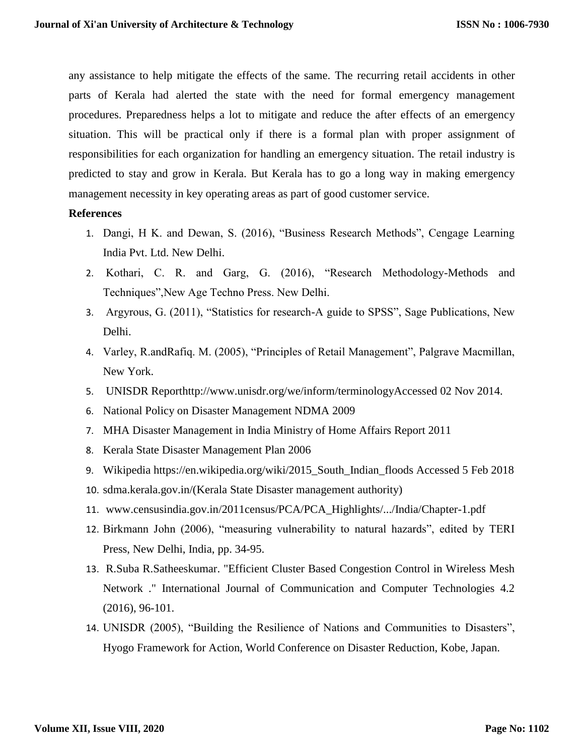any assistance to help mitigate the effects of the same. The recurring retail accidents in other parts of Kerala had alerted the state with the need for formal emergency management procedures. Preparedness helps a lot to mitigate and reduce the after effects of an emergency situation. This will be practical only if there is a formal plan with proper assignment of responsibilities for each organization for handling an emergency situation. The retail industry is predicted to stay and grow in Kerala. But Kerala has to go a long way in making emergency management necessity in key operating areas as part of good customer service.

**References**

1. Dangi, H K. and Dewan, S. (2016), "Business Research Methods", Cengage Learning India Pvt. Ltd. New Delhi.
2. Kothari, C. R. and Garg, G. (2016), "Research Methodology-Methods and Techniques",New Age Techno Press. New Delhi.
3. Argyrous, G. (2011), "Statistics for research-A guide to SPSS", Sage Publications, New Delhi.
4. Varley, R.andRafiq. M. (2005), "Principles of Retail Management", Palgrave Macmillan, New York.
5. UNISDR Reporthttp://www.unisdr.org/we/inform/terminologyAccessed 02 Nov 2014.
6. National Policy on Disaster Management NDMA 2009
7. MHA Disaster Management in India Ministry of Home Affairs Report 2011
8. Kerala State Disaster Management Plan 2006
9. Wikipedia https://en.wikipedia.org/wiki/2015_South_Indian_floods Accessed 5 Feb 2018
10. sdma.kerala.gov.in/(Kerala State Disaster management authority)
11. www.censusindia.gov.in/2011census/PCA/PCA_Highlights/.../India/Chapter-1.pdf
12. Birkmann John (2006), "measuring vulnerability to natural hazards", edited by TERI Press, New Delhi, India, pp. 34-95.
13. R.Suba R.Satheeskumar. "Efficient Cluster Based Congestion Control in Wireless Mesh Network ." International Journal of Communication and Computer Technologies 4.2 (2016), 96-101.
14. UNISDR (2005), "Building the Resilience of Nations and Communities to Disasters", Hyogo Framework for Action, World Conference on Disaster Reduction, Kobe, Japan.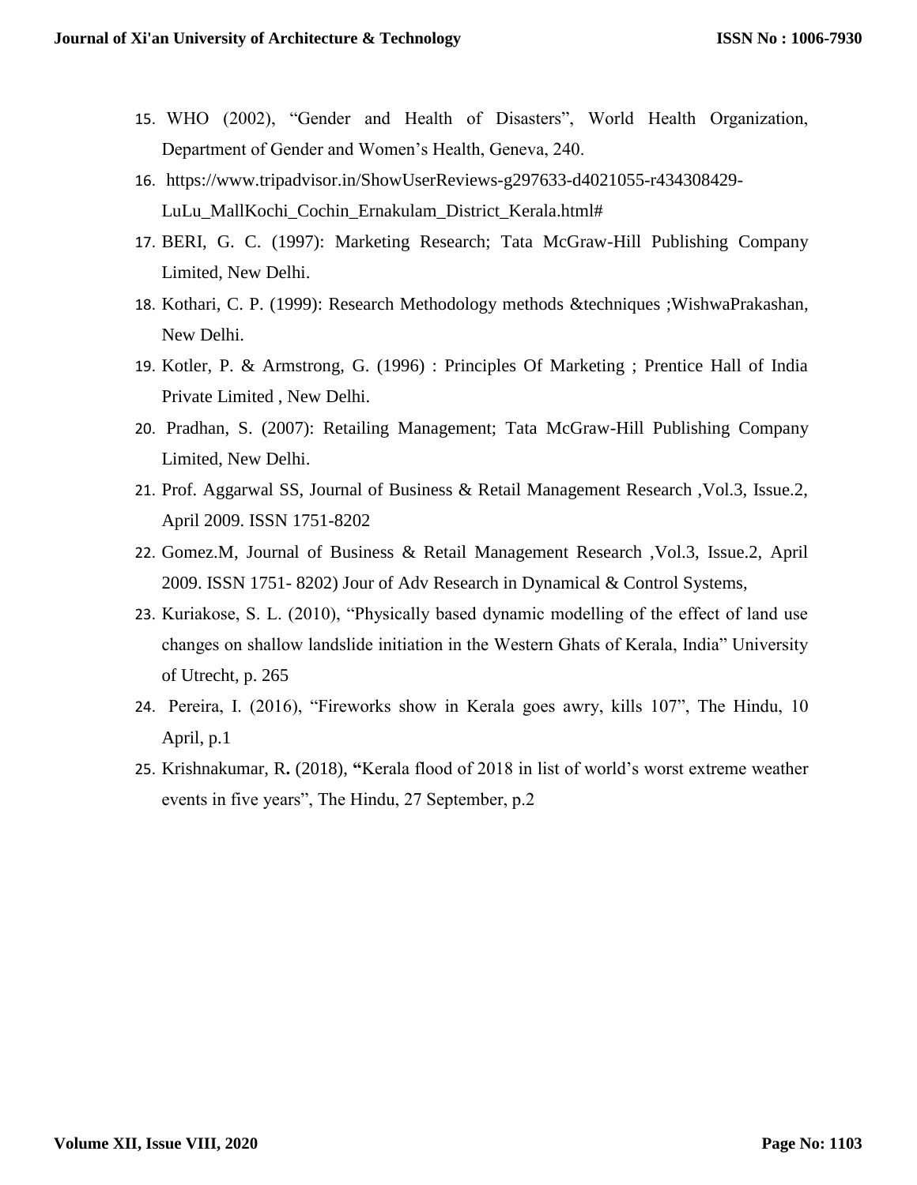15. WHO (2002), "Gender and Health of Disasters", World Health Organization, Department of Gender and Women's Health, Geneva, 240.
16. https://www.tripadvisor.in/ShowUserReviews-g297633-d4021055-r434308429-LuLu_MallKochi_Cochin_Ernakulam_District_Kerala.html#
17. BERI, G. C. (1997): Marketing Research; Tata McGraw-Hill Publishing Company Limited, New Delhi.
18. Kothari, C. P. (1999): Research Methodology methods &techniques ;WishwaPrakashan, New Delhi.
19. Kotler, P. & Armstrong, G. (1996) : Principles Of Marketing ; Prentice Hall of India Private Limited , New Delhi.
20. Pradhan, S. (2007): Retailing Management; Tata McGraw-Hill Publishing Company Limited, New Delhi.
21. Prof. Aggarwal SS, Journal of Business & Retail Management Research ,Vol.3, Issue.2, April 2009. ISSN 1751-8202
22. Gomez.M, Journal of Business & Retail Management Research ,Vol.3, Issue.2, April 2009. ISSN 1751- 8202) Jour of Adv Research in Dynamical & Control Systems,
23. Kuriakose, S. L. (2010), "Physically based dynamic modelling of the effect of land use changes on shallow landslide initiation in the Western Ghats of Kerala, India" University of Utrecht, p. 265
24. Pereira, I. (2016), "Fireworks show in Kerala goes awry, kills 107", The Hindu, 10 April, p.1
25. Krishnakumar, R**.** (2018), **"**Kerala flood of 2018 in list of world's worst extreme weather events in five years", The Hindu, 27 September, p.2